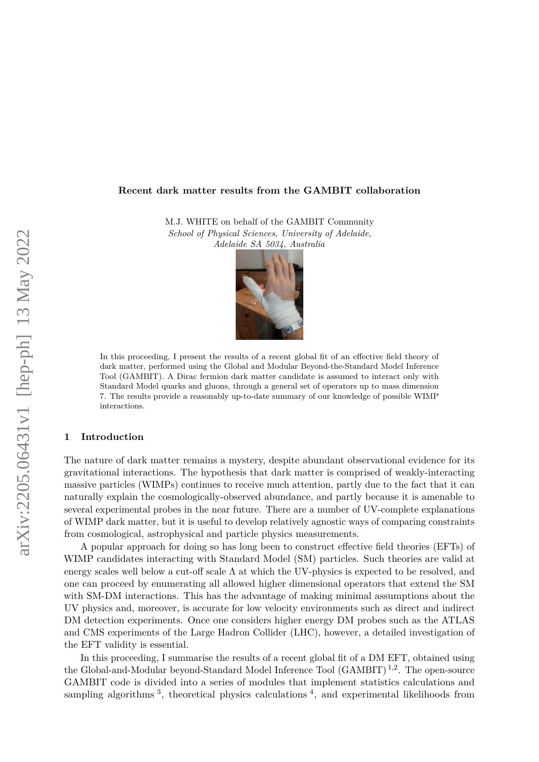**Recent dark matter results from the GAMBIT collaboration**

M.J. WHITE on behalf of the GAMBIT Community
*School of Physical Sciences, University of Adelaide, Adelaide SA 5034, Australia*

In this proceeding, I present the results of a recent global fit of an effective field theory of dark matter, performed using the Global and Modular Beyond-the-Standard Model Inference Tool (GAMBIT). A Dirac fermion dark matter candidate is assumed to interact only with Standard Model quarks and gluons, through a general set of operators up to mass dimension 7. The results provide a reasonably up-to-date summary of our knowledge of possible WIMP interactions.

## 1 Introduction

The nature of dark matter remains a mystery, despite abundant observational evidence for its gravitational interactions. The hypothesis that dark matter is comprised of weakly-interacting massive particles (WIMPs) continues to receive much attention, partly due to the fact that it can naturally explain the cosmologically-observed abundance, and partly because it is amenable to several experimental probes in the near future. There are a number of UV-complete explanations of WIMP dark matter, but it is useful to develop relatively agnostic ways of comparing constraints from cosmological, astrophysical and particle physics measurements.

A popular approach for doing so has long been to construct effective field theories (EFTs) of WIMP candidates interacting with Standard Model (SM) particles. Such theories are valid at energy scales well below a cut-off scale $\Lambda$ at which the UV-physics is expected to be resolved, and one can proceed by enumerating all allowed higher dimensional operators that extend the SM with SM-DM interactions. This has the advantage of making minimal assumptions about the UV physics and, moreover, is accurate for low velocity environments such as direct and indirect DM detection experiments. Once one considers higher energy DM probes such as the ATLAS and CMS experiments of the Large Hadron Collider (LHC), however, a detailed investigation of the EFT validity is essential.

In this proceeding, I summarise the results of a recent global fit of a DM EFT, obtained using the Global-and-Modular beyond-Standard Model Inference Tool (GAMBIT) [1,2]. The open-source GAMBIT code is divided into a series of modules that implement statistics calculations and sampling algorithms [3], theoretical physics calculations [4], and experimental likelihoods from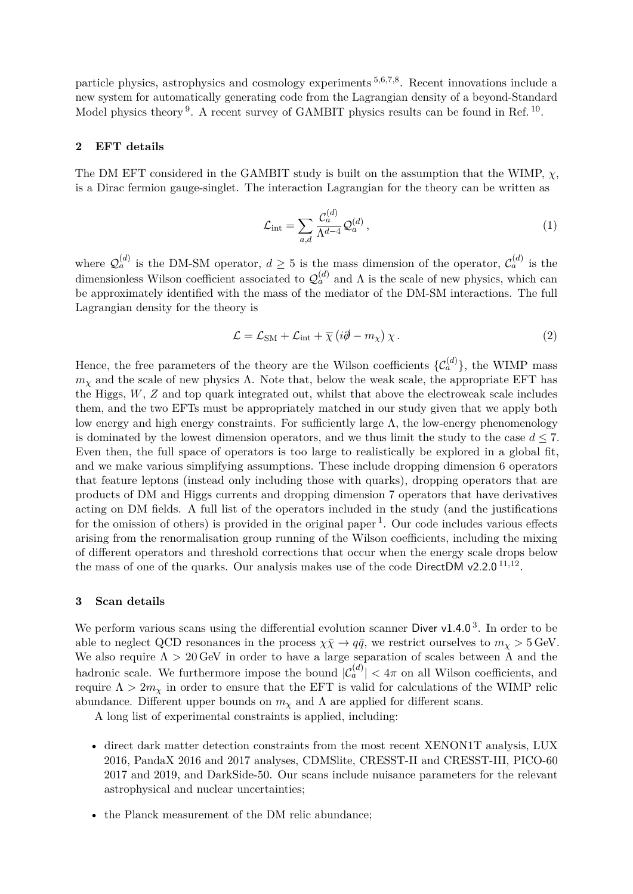particle physics, astrophysics and cosmology experiments [5,6,7,8]. Recent innovations include a new system for automatically generating code from the Lagrangian density of a beyond-Standard Model physics theory [9]. A recent survey of GAMBIT physics results can be found in Ref. [10].

## 2 EFT details

The DM EFT considered in the GAMBIT study is built on the assumption that the WIMP, $\chi$, is a Dirac fermion gauge-singlet. The interaction Lagrangian for the theory can be written as

$$\mathcal{L}_{\text{int}} = \sum_{a,d} \frac{\mathcal{C}_a^{(d)}}{\Lambda^{d-4}} \mathcal{Q}_a^{(d)} \,, \tag{1}$$

where $\mathcal{Q}_a^{(d)}$ is the DM-SM operator, $d \geq 5$ is the mass dimension of the operator, $\mathcal{C}_a^{(d)}$ is the dimensionless Wilson coefficient associated to $\mathcal{Q}_a^{(d)}$ and $\Lambda$ is the scale of new physics, which can be approximately identified with the mass of the mediator of the DM-SM interactions. The full Lagrangian density for the theory is

$$\mathcal{L} = \mathcal{L}_{\text{SM}} + \mathcal{L}_{\text{int}} + \overline{\chi} \left( i\partial\!\!\!/ - m_\chi \right) \chi \,. \tag{2}$$

Hence, the free parameters of the theory are the Wilson coefficients $\{\mathcal{C}_a^{(d)}\}$, the WIMP mass $m_\chi$ and the scale of new physics $\Lambda$. Note that, below the weak scale, the appropriate EFT has the Higgs, $W$, $Z$ and top quark integrated out, whilst that above the electroweak scale includes them, and the two EFTs must be appropriately matched in our study given that we apply both low energy and high energy constraints. For sufficiently large $\Lambda$, the low-energy phenomenology is dominated by the lowest dimension operators, and we thus limit the study to the case $d \leq 7$. Even then, the full space of operators is too large to realistically be explored in a global fit, and we make various simplifying assumptions. These include dropping dimension 6 operators that feature leptons (instead only including those with quarks), dropping operators that are products of DM and Higgs currents and dropping dimension 7 operators that have derivatives acting on DM fields. A full list of the operators included in the study (and the justifications for the omission of others) is provided in the original paper [1]. Our code includes various effects arising from the renormalisation group running of the Wilson coefficients, including the mixing of different operators and threshold corrections that occur when the energy scale drops below the mass of one of the quarks. Our analysis makes use of the code DirectDM v2.2.0 [11,12].

## 3 Scan details

We perform various scans using the differential evolution scanner Diver v1.4.0 [3]. In order to be able to neglect QCD resonances in the process $\chi\bar{\chi} \to q\bar{q}$, we restrict ourselves to $m_\chi > 5\,\text{GeV}$. We also require $\Lambda > 20\,\text{GeV}$ in order to have a large separation of scales between $\Lambda$ and the hadronic scale. We furthermore impose the bound $|\mathcal{C}_a^{(d)}| < 4\pi$ on all Wilson coefficients, and require $\Lambda > 2m_\chi$ in order to ensure that the EFT is valid for calculations of the WIMP relic abundance. Different upper bounds on $m_\chi$ and $\Lambda$ are applied for different scans.

A long list of experimental constraints is applied, including:

- direct dark matter detection constraints from the most recent XENON1T analysis, LUX 2016, PandaX 2016 and 2017 analyses, CDMSlite, CRESST-II and CRESST-III, PICO-60 2017 and 2019, and DarkSide-50. Our scans include nuisance parameters for the relevant astrophysical and nuclear uncertainties;
- the Planck measurement of the DM relic abundance;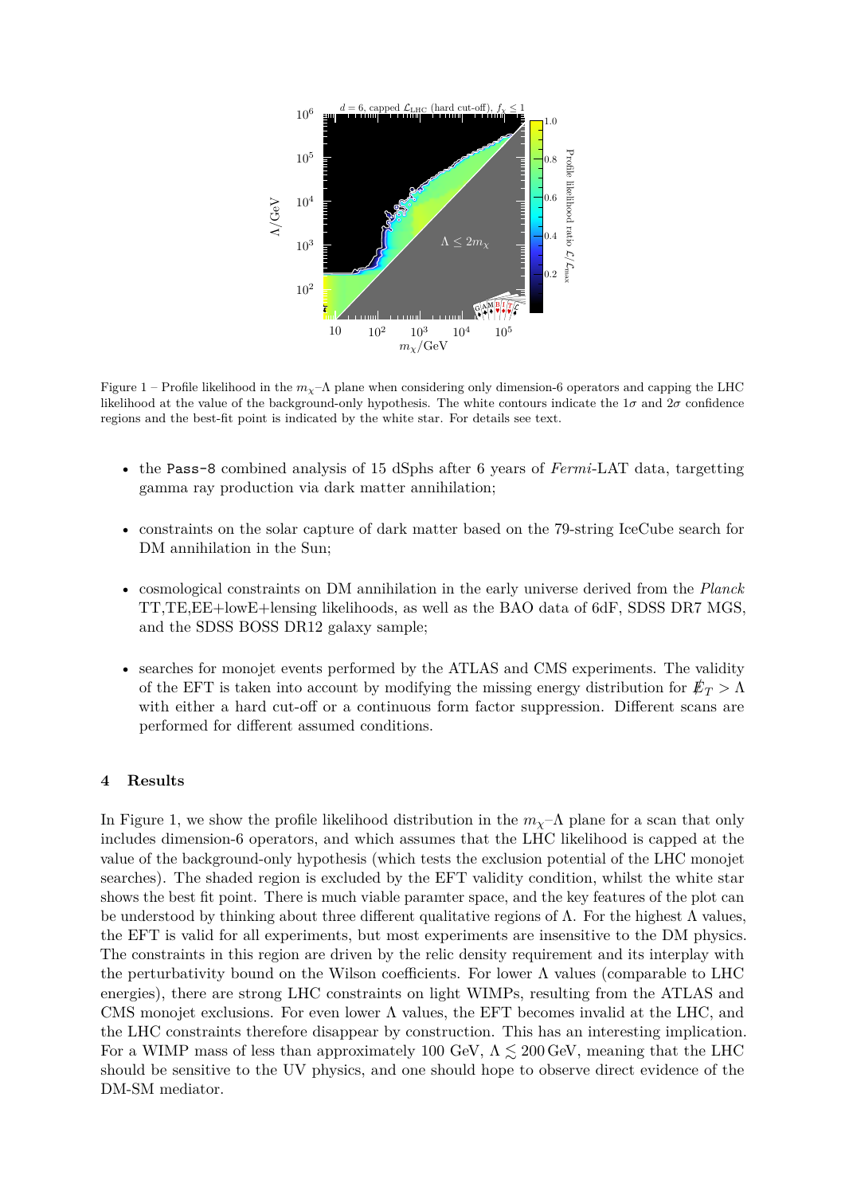Figure 1 – Profile likelihood in the $m_\chi$–$\Lambda$ plane when considering only dimension-6 operators and capping the LHC likelihood at the value of the background-only hypothesis. The white contours indicate the $1\sigma$ and $2\sigma$ confidence regions and the best-fit point is indicated by the white star. For details see text.

- the Pass-8 combined analysis of 15 dSphs after 6 years of *Fermi*-LAT data, targetting gamma ray production via dark matter annihilation;
- constraints on the solar capture of dark matter based on the 79-string IceCube search for DM annihilation in the Sun;
- cosmological constraints on DM annihilation in the early universe derived from the *Planck* TT,TE,EE+lowE+lensing likelihoods, as well as the BAO data of 6dF, SDSS DR7 MGS, and the SDSS BOSS DR12 galaxy sample;
- searches for monojet events performed by the ATLAS and CMS experiments. The validity of the EFT is taken into account by modifying the missing energy distribution for $\not{E}_T > \Lambda$ with either a hard cut-off or a continuous form factor suppression. Different scans are performed for different assumed conditions.

## 4 Results

In Figure 1, we show the profile likelihood distribution in the $m_\chi$–$\Lambda$ plane for a scan that only includes dimension-6 operators, and which assumes that the LHC likelihood is capped at the value of the background-only hypothesis (which tests the exclusion potential of the LHC monojet searches). The shaded region is excluded by the EFT validity condition, whilst the white star shows the best fit point. There is much viable paramter space, and the key features of the plot can be understood by thinking about three different qualitative regions of $\Lambda$. For the highest $\Lambda$ values, the EFT is valid for all experiments, but most experiments are insensitive to the DM physics. The constraints in this region are driven by the relic density requirement and its interplay with the perturbativity bound on the Wilson coefficients. For lower $\Lambda$ values (comparable to LHC energies), there are strong LHC constraints on light WIMPs, resulting from the ATLAS and CMS monojet exclusions. For even lower $\Lambda$ values, the EFT becomes invalid at the LHC, and the LHC constraints therefore disappear by construction. This has an interesting implication. For a WIMP mass of less than approximately 100 GeV, $\Lambda \lesssim 200\,\text{GeV}$, meaning that the LHC should be sensitive to the UV physics, and one should hope to observe direct evidence of the DM-SM mediator.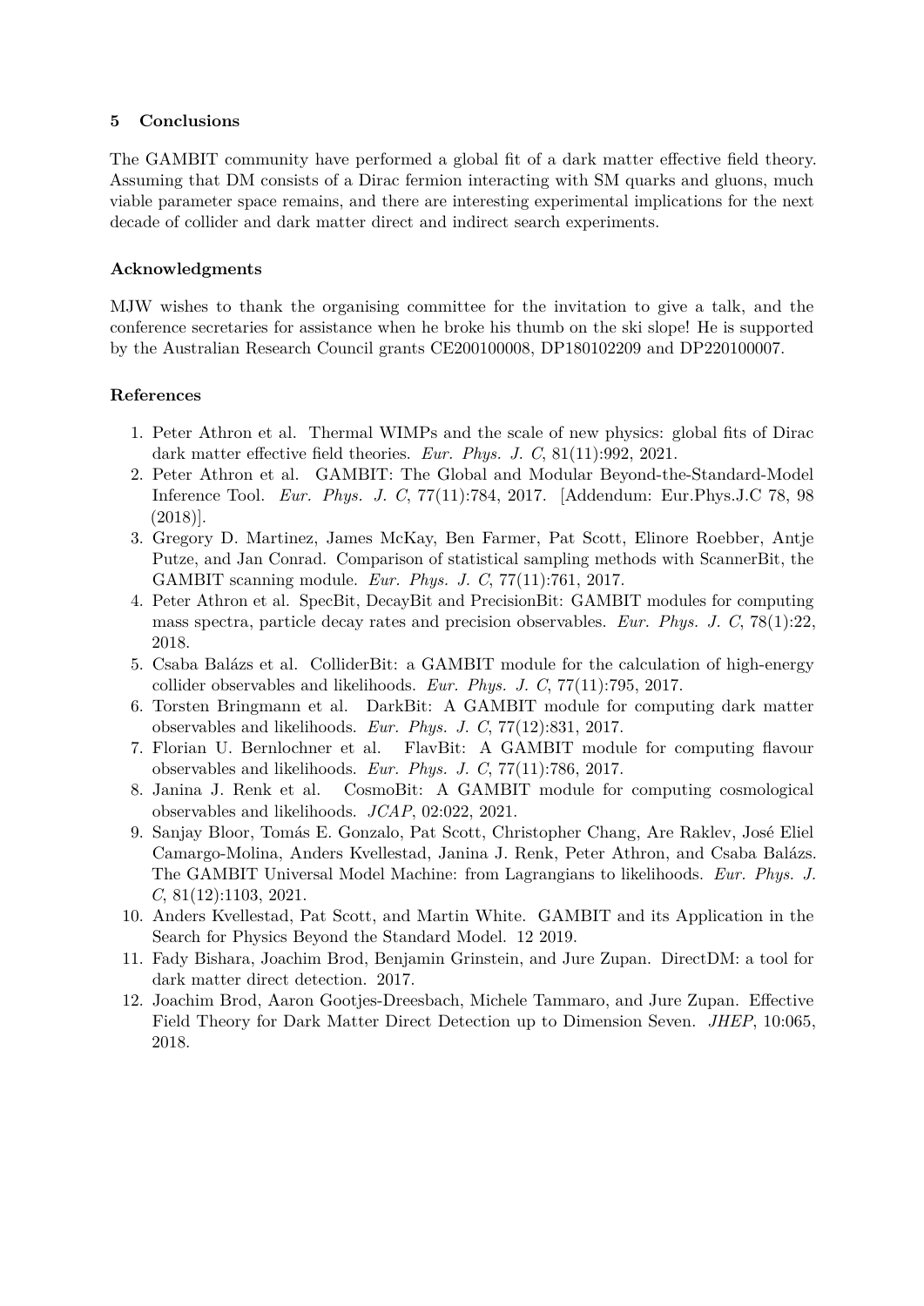## 5 Conclusions

The GAMBIT community have performed a global fit of a dark matter effective field theory. Assuming that DM consists of a Dirac fermion interacting with SM quarks and gluons, much viable parameter space remains, and there are interesting experimental implications for the next decade of collider and dark matter direct and indirect search experiments.

### Acknowledgments

MJW wishes to thank the organising committee for the invitation to give a talk, and the conference secretaries for assistance when he broke his thumb on the ski slope! He is supported by the Australian Research Council grants CE200100008, DP180102209 and DP220100007.

### References

1. Peter Athron et al. Thermal WIMPs and the scale of new physics: global fits of Dirac dark matter effective field theories. *Eur. Phys. J. C*, 81(11):992, 2021.
2. Peter Athron et al. GAMBIT: The Global and Modular Beyond-the-Standard-Model Inference Tool. *Eur. Phys. J. C*, 77(11):784, 2017. [Addendum: Eur.Phys.J.C 78, 98 (2018)].
3. Gregory D. Martinez, James McKay, Ben Farmer, Pat Scott, Elinore Roebber, Antje Putze, and Jan Conrad. Comparison of statistical sampling methods with ScannerBit, the GAMBIT scanning module. *Eur. Phys. J. C*, 77(11):761, 2017.
4. Peter Athron et al. SpecBit, DecayBit and PrecisionBit: GAMBIT modules for computing mass spectra, particle decay rates and precision observables. *Eur. Phys. J. C*, 78(1):22, 2018.
5. Csaba Balázs et al. ColliderBit: a GAMBIT module for the calculation of high-energy collider observables and likelihoods. *Eur. Phys. J. C*, 77(11):795, 2017.
6. Torsten Bringmann et al. DarkBit: A GAMBIT module for computing dark matter observables and likelihoods. *Eur. Phys. J. C*, 77(12):831, 2017.
7. Florian U. Bernlochner et al. FlavBit: A GAMBIT module for computing flavour observables and likelihoods. *Eur. Phys. J. C*, 77(11):786, 2017.
8. Janina J. Renk et al. CosmoBit: A GAMBIT module for computing cosmological observables and likelihoods. *JCAP*, 02:022, 2021.
9. Sanjay Bloor, Tomás E. Gonzalo, Pat Scott, Christopher Chang, Are Raklev, José Eliel Camargo-Molina, Anders Kvellestad, Janina J. Renk, Peter Athron, and Csaba Balázs. The GAMBIT Universal Model Machine: from Lagrangians to likelihoods. *Eur. Phys. J. C*, 81(12):1103, 2021.
10. Anders Kvellestad, Pat Scott, and Martin White. GAMBIT and its Application in the Search for Physics Beyond the Standard Model. 12 2019.
11. Fady Bishara, Joachim Brod, Benjamin Grinstein, and Jure Zupan. DirectDM: a tool for dark matter direct detection. 2017.
12. Joachim Brod, Aaron Gootjes-Dreesbach, Michele Tammaro, and Jure Zupan. Effective Field Theory for Dark Matter Direct Detection up to Dimension Seven. *JHEP*, 10:065, 2018.